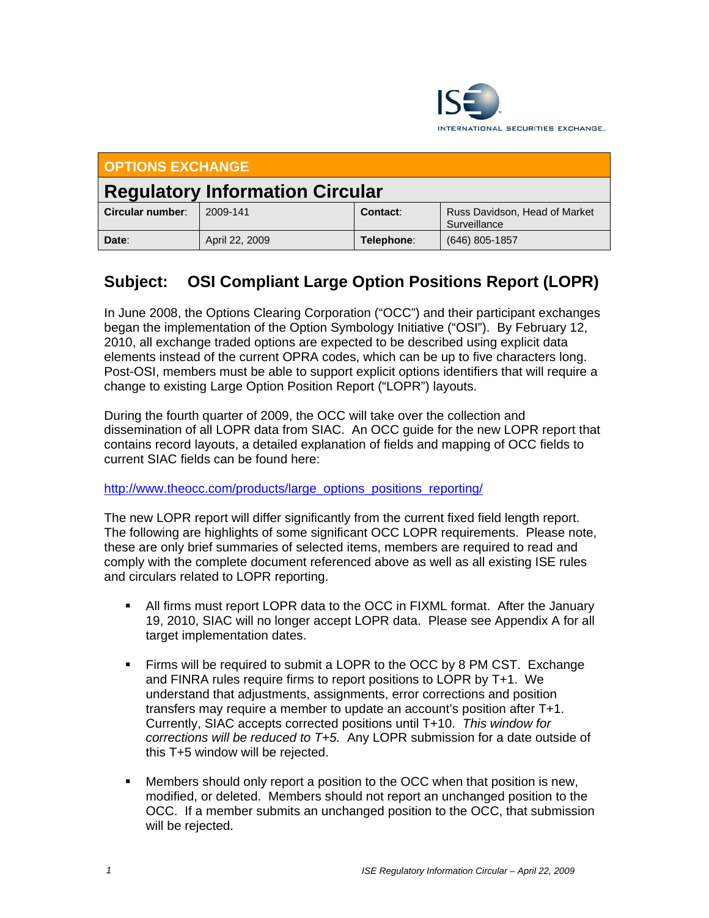OPTIONS EXCHANGE

# Regulatory Information Circular

| **Circular number**: | 2009-141 | **Contact**: | Russ Davidson, Head of Market Surveillance |
|---|---|---|---|
| **Date**: | April 22, 2009 | **Telephone**: | (646) 805-1857 |

## Subject: OSI Compliant Large Option Positions Report (LOPR)

In June 2008, the Options Clearing Corporation ("OCC") and their participant exchanges began the implementation of the Option Symbology Initiative ("OSI"). By February 12, 2010, all exchange traded options are expected to be described using explicit data elements instead of the current OPRA codes, which can be up to five characters long. Post-OSI, members must be able to support explicit options identifiers that will require a change to existing Large Option Position Report ("LOPR") layouts.

During the fourth quarter of 2009, the OCC will take over the collection and dissemination of all LOPR data from SIAC. An OCC guide for the new LOPR report that contains record layouts, a detailed explanation of fields and mapping of OCC fields to current SIAC fields can be found here:

http://www.theocc.com/products/large_options_positions_reporting/

The new LOPR report will differ significantly from the current fixed field length report. The following are highlights of some significant OCC LOPR requirements. Please note, these are only brief summaries of selected items, members are required to read and comply with the complete document referenced above as well as all existing ISE rules and circulars related to LOPR reporting.

- All firms must report LOPR data to the OCC in FIXML format. After the January 19, 2010, SIAC will no longer accept LOPR data. Please see Appendix A for all target implementation dates.

- Firms will be required to submit a LOPR to the OCC by 8 PM CST. Exchange and FINRA rules require firms to report positions to LOPR by T+1. We understand that adjustments, assignments, error corrections and position transfers may require a member to update an account's position after T+1. Currently, SIAC accepts corrected positions until T+10. *This window for corrections will be reduced to T+5.* Any LOPR submission for a date outside of this T+5 window will be rejected.

- Members should only report a position to the OCC when that position is new, modified, or deleted. Members should not report an unchanged position to the OCC. If a member submits an unchanged position to the OCC, that submission will be rejected.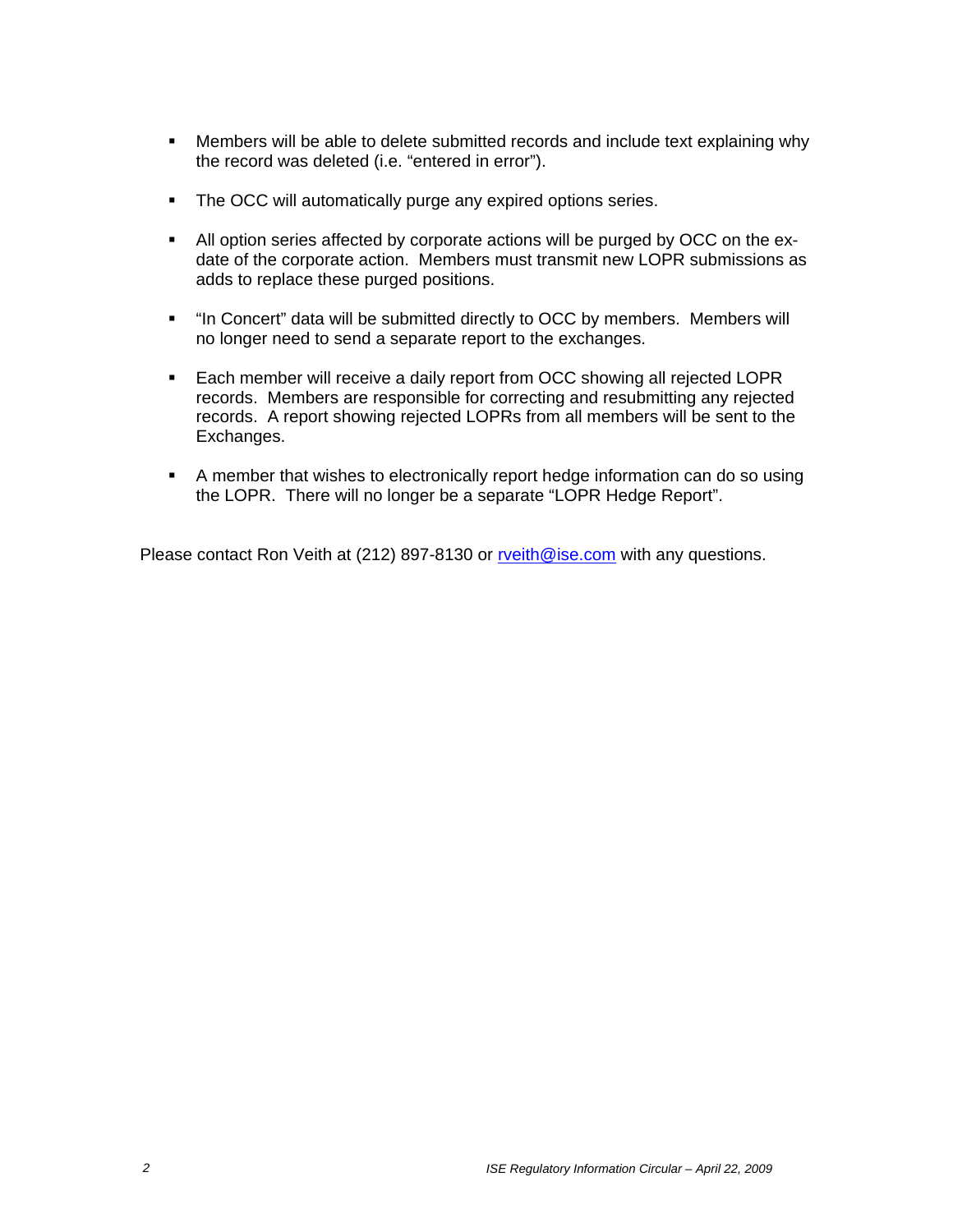- Members will be able to delete submitted records and include text explaining why the record was deleted (i.e. "entered in error").

- The OCC will automatically purge any expired options series.

- All option series affected by corporate actions will be purged by OCC on the ex-date of the corporate action. Members must transmit new LOPR submissions as adds to replace these purged positions.

- "In Concert" data will be submitted directly to OCC by members. Members will no longer need to send a separate report to the exchanges.

- Each member will receive a daily report from OCC showing all rejected LOPR records. Members are responsible for correcting and resubmitting any rejected records. A report showing rejected LOPRs from all members will be sent to the Exchanges.

- A member that wishes to electronically report hedge information can do so using the LOPR. There will no longer be a separate "LOPR Hedge Report".

Please contact Ron Veith at (212) 897-8130 or rveith@ise.com with any questions.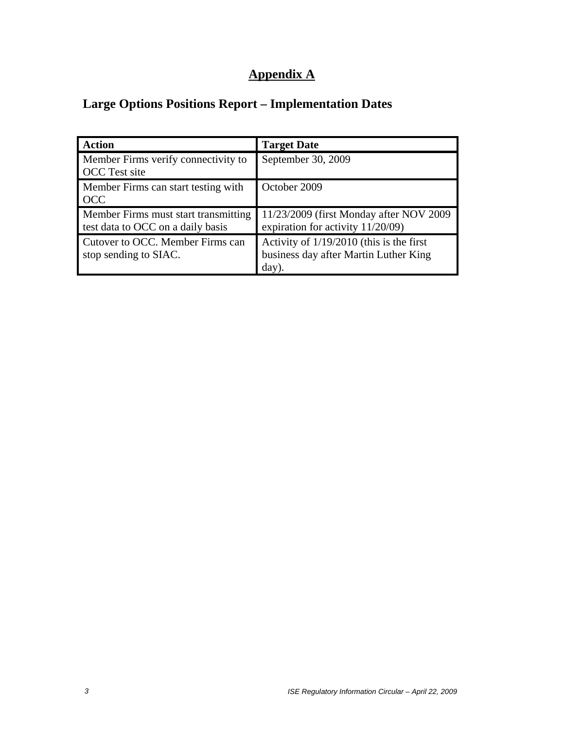# Appendix A

## Large Options Positions Report – Implementation Dates

| Action | Target Date |
|---|---|
| Member Firms verify connectivity to OCC Test site | September 30, 2009 |
| Member Firms can start testing with OCC | October 2009 |
| Member Firms must start transmitting test data to OCC on a daily basis | 11/23/2009 (first Monday after NOV 2009 expiration for activity 11/20/09) |
| Cutover to OCC. Member Firms can stop sending to SIAC. | Activity of 1/19/2010 (this is the first business day after Martin Luther King day). |